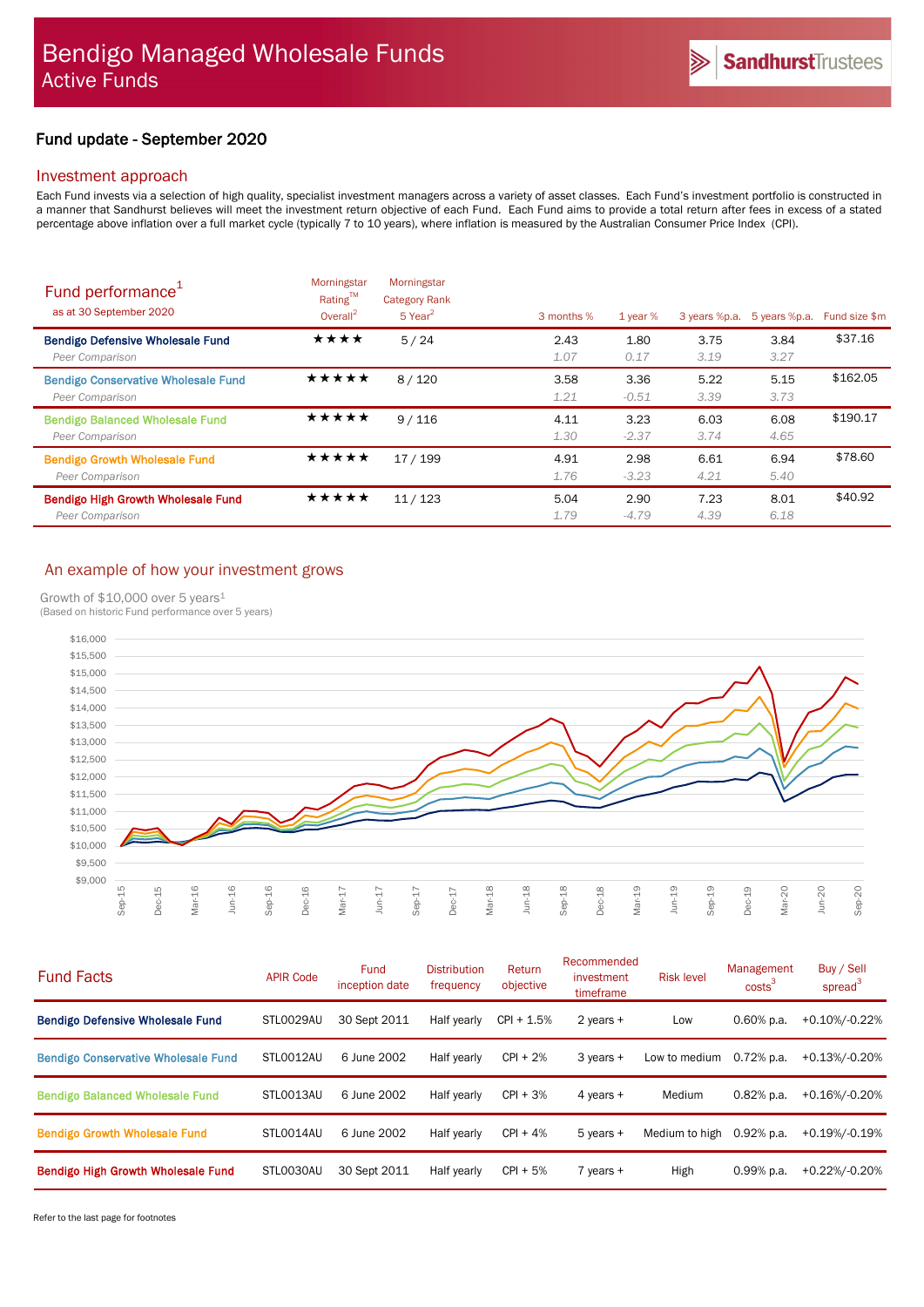# Bendigo Managed Wholesale Funds
## Active Funds

## Fund update - September 2020

### Investment approach

Each Fund invests via a selection of high quality, specialist investment managers across a variety of asset classes. Each Fund's investment portfolio is constructed in a manner that Sandhurst believes will meet the investment return objective of each Fund. Each Fund aims to provide a total return after fees in excess of a stated percentage above inflation over a full market cycle (typically 7 to 10 years), where inflation is measured by the Australian Consumer Price Index (CPI).

| Fund performance[1] as at 30 September 2020 | Morningstar Rating™ Overall[2] | Morningstar Category Rank 5 Year[2] | 3 months % | 1 year % | 3 years %p.a. | 5 years %p.a. | Fund size $m |
|---|---|---|---|---|---|---|---|
| **Bendigo Defensive Wholesale Fund** | ★★★★ | 5 / 24 | 2.43 | 1.80 | 3.75 | 3.84 | $37.16 |
| *Peer Comparison* | | | *1.07* | *0.17* | *3.19* | *3.27* | |
| **Bendigo Conservative Wholesale Fund** | ★★★★★ | 8 / 120 | 3.58 | 3.36 | 5.22 | 5.15 | $162.05 |
| *Peer Comparison* | | | *1.21* | *-0.51* | *3.39* | *3.73* | |
| **Bendigo Balanced Wholesale Fund** | ★★★★★ | 9 / 116 | 4.11 | 3.23 | 6.03 | 6.08 | $190.17 |
| *Peer Comparison* | | | *1.30* | *-2.37* | *3.74* | *4.65* | |
| **Bendigo Growth Wholesale Fund** | ★★★★★ | 17 / 199 | 4.91 | 2.98 | 6.61 | 6.94 | $78.60 |
| *Peer Comparison* | | | *1.76* | *-3.23* | *4.21* | *5.40* | |
| **Bendigo High Growth Wholesale Fund** | ★★★★★ | 11 / 123 | 5.04 | 2.90 | 7.23 | 8.01 | $40.92 |
| *Peer Comparison* | | | *1.79* | *-4.79* | *4.39* | *6.18* | |

### An example of how your investment grows

Growth of $10,000 over 5 years[1]
(Based on historic Fund performance over 5 years)

| Fund Facts | APIR Code | Fund inception date | Distribution frequency | Return objective | Recommended investment timeframe | Risk level | Management costs[3] | Buy / Sell spread[3] |
|---|---|---|---|---|---|---|---|---|
| **Bendigo Defensive Wholesale Fund** | STL0029AU | 30 Sept 2011 | Half yearly | CPI + 1.5% | 2 years + | Low | 0.60% p.a. | +0.10%/-0.22% |
| **Bendigo Conservative Wholesale Fund** | STL0012AU | 6 June 2002 | Half yearly | CPI + 2% | 3 years + | Low to medium | 0.72% p.a. | +0.13%/-0.20% |
| **Bendigo Balanced Wholesale Fund** | STL0013AU | 6 June 2002 | Half yearly | CPI + 3% | 4 years + | Medium | 0.82% p.a. | +0.16%/-0.20% |
| **Bendigo Growth Wholesale Fund** | STL0014AU | 6 June 2002 | Half yearly | CPI + 4% | 5 years + | Medium to high | 0.92% p.a. | +0.19%/-0.19% |
| **Bendigo High Growth Wholesale Fund** | STL0030AU | 30 Sept 2011 | Half yearly | CPI + 5% | 7 years + | High | 0.99% p.a. | +0.22%/-0.20% |

Refer to the last page for footnotes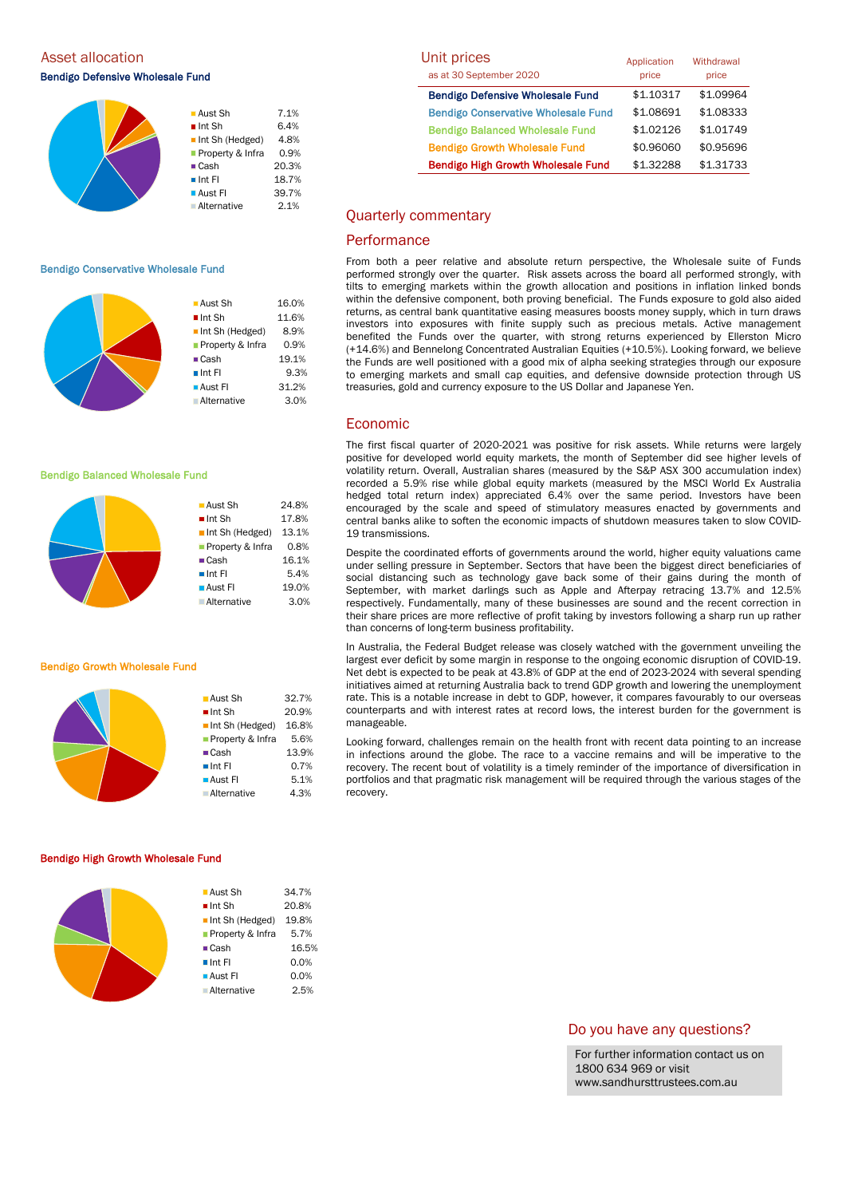## Asset allocation

### Bendigo Defensive Wholesale Fund

| Asset | Allocation |
|---|---|
| Aust Sh | 7.1% |
| Int Sh | 6.4% |
| Int Sh (Hedged) | 4.8% |
| Property & Infra | 0.9% |
| Cash | 20.3% |
| Int FI | 18.7% |
| Aust FI | 39.7% |
| Alternative | 2.1% |

### Bendigo Conservative Wholesale Fund

| Asset | Allocation |
|---|---|
| Aust Sh | 16.0% |
| Int Sh | 11.6% |
| Int Sh (Hedged) | 8.9% |
| Property & Infra | 0.9% |
| Cash | 19.1% |
| Int FI | 9.3% |
| Aust FI | 31.2% |
| Alternative | 3.0% |

### Bendigo Balanced Wholesale Fund

| Asset | Allocation |
|---|---|
| Aust Sh | 24.8% |
| Int Sh | 17.8% |
| Int Sh (Hedged) | 13.1% |
| Property & Infra | 0.8% |
| Cash | 16.1% |
| Int FI | 5.4% |
| Aust FI | 19.0% |
| Alternative | 3.0% |

### Bendigo Growth Wholesale Fund

| Asset | Allocation |
|---|---|
| Aust Sh | 32.7% |
| Int Sh | 20.9% |
| Int Sh (Hedged) | 16.8% |
| Property & Infra | 5.6% |
| Cash | 13.9% |
| Int FI | 0.7% |
| Aust FI | 5.1% |
| Alternative | 4.3% |

### Bendigo High Growth Wholesale Fund

| Asset | Allocation |
|---|---|
| Aust Sh | 34.7% |
| Int Sh | 20.8% |
| Int Sh (Hedged) | 19.8% |
| Property & Infra | 5.7% |
| Cash | 16.5% |
| Int FI | 0.0% |
| Aust FI | 0.0% |
| Alternative | 2.5% |

## Unit prices

as at 30 September 2020

| | Application price | Withdrawal price |
|---|---|---|
| Bendigo Defensive Wholesale Fund | $1.10317 | $1.09964 |
| Bendigo Conservative Wholesale Fund | $1.08691 | $1.08333 |
| Bendigo Balanced Wholesale Fund | $1.02126 | $1.01749 |
| Bendigo Growth Wholesale Fund | $0.96060 | $0.95696 |
| Bendigo High Growth Wholesale Fund | $1.32288 | $1.31733 |

## Quarterly commentary

### Performance

From both a peer relative and absolute return perspective, the Wholesale suite of Funds performed strongly over the quarter. Risk assets across the board all performed strongly, with tilts to emerging markets within the growth allocation and positions in inflation linked bonds within the defensive component, both proving beneficial. The Funds exposure to gold also aided returns, as central bank quantitative easing measures boosts money supply, which in turn draws investors into exposures with finite supply such as precious metals. Active management benefited the Funds over the quarter, with strong returns experienced by Ellerston Micro (+14.6%) and Bennelong Concentrated Australian Equities (+10.5%). Looking forward, we believe the Funds are well positioned with a good mix of alpha seeking strategies through our exposure to emerging markets and small cap equities, and defensive downside protection through US treasuries, gold and currency exposure to the US Dollar and Japanese Yen.

### Economic

The first fiscal quarter of 2020-2021 was positive for risk assets. While returns were largely positive for developed world equity markets, the month of September did see higher levels of volatility return. Overall, Australian shares (measured by the S&P ASX 300 accumulation index) recorded a 5.9% rise while global equity markets (measured by the MSCI World Ex Australia hedged total return index) appreciated 6.4% over the same period. Investors have been encouraged by the scale and speed of stimulatory measures enacted by governments and central banks alike to soften the economic impacts of shutdown measures taken to slow COVID-19 transmissions.

Despite the coordinated efforts of governments around the world, higher equity valuations came under selling pressure in September. Sectors that have been the biggest direct beneficiaries of social distancing such as technology gave back some of their gains during the month of September, with market darlings such as Apple and Afterpay retracing 13.7% and 12.5% respectively. Fundamentally, many of these businesses are sound and the recent correction in their share prices are more reflective of profit taking by investors following a sharp run up rather than concerns of long-term business profitability.

In Australia, the Federal Budget release was closely watched with the government unveiling the largest ever deficit by some margin in response to the ongoing economic disruption of COVID-19. Net debt is expected to be peak at 43.8% of GDP at the end of 2023-2024 with several spending initiatives aimed at returning Australia back to trend GDP growth and lowering the unemployment rate. This is a notable increase in debt to GDP, however, it compares favourably to our overseas counterparts and with interest rates at record lows, the interest burden for the government is manageable.

Looking forward, challenges remain on the health front with recent data pointing to an increase in infections around the globe. The race to a vaccine remains and will be imperative to the recovery. The recent bout of volatility is a timely reminder of the importance of diversification in portfolios and that pragmatic risk management will be required through the various stages of the recovery.

## Do you have any questions?

For further information contact us on 1800 634 969 or visit www.sandhursttrustees.com.au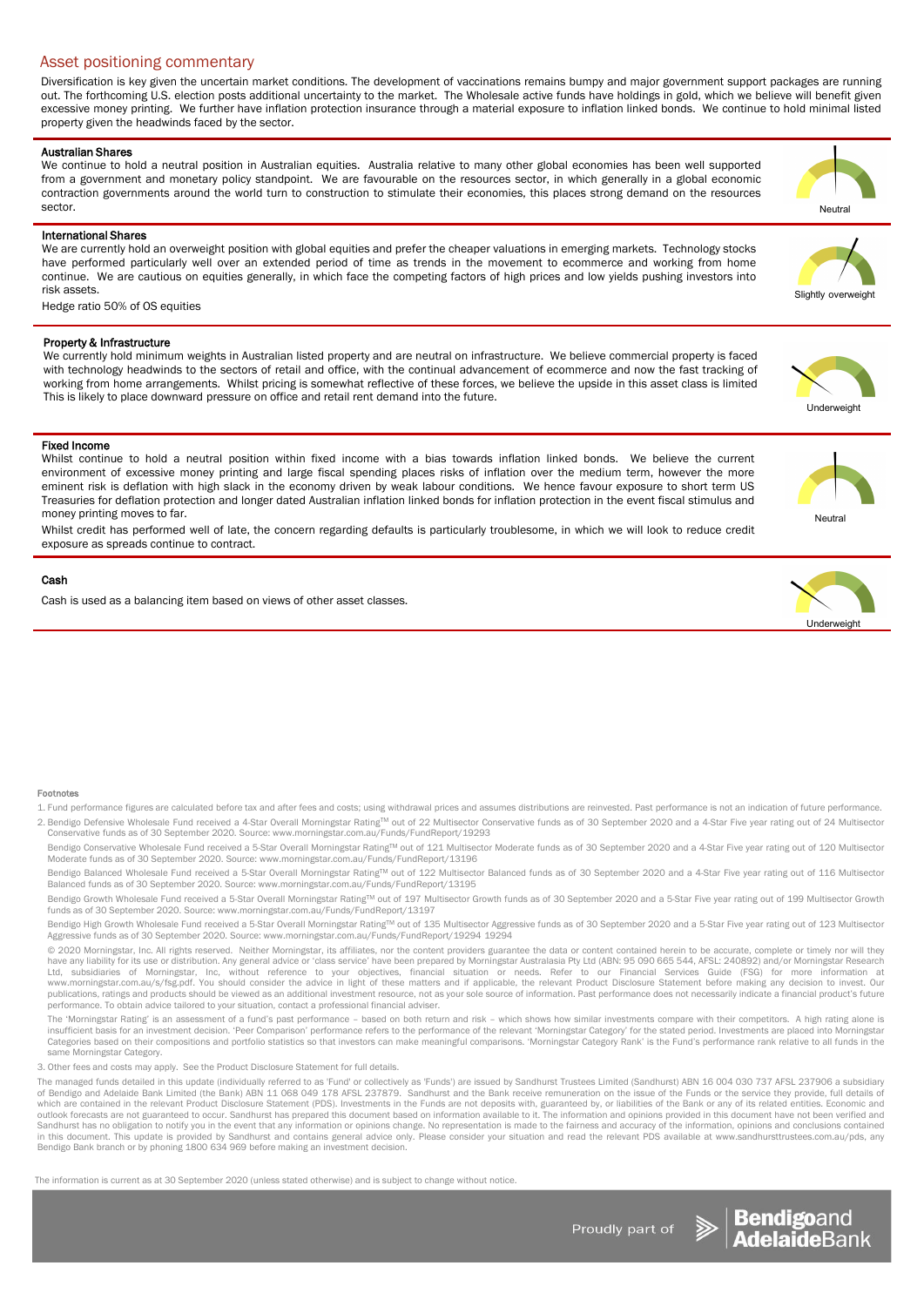## Asset positioning commentary

Diversification is key given the uncertain market conditions. The development of vaccinations remains bumpy and major government support packages are running out. The forthcoming U.S. election posts additional uncertainty to the market. The Wholesale active funds have holdings in gold, which we believe will benefit given excessive money printing. We further have inflation protection insurance through a material exposure to inflation linked bonds. We continue to hold minimal listed property given the headwinds faced by the sector.

### Australian Shares

We continue to hold a neutral position in Australian equities. Australia relative to many other global economies has been well supported from a government and monetary policy standpoint. We are favourable on the resources sector, in which generally in a global economic contraction governments around the world turn to construction to stimulate their economies, this places strong demand on the resources sector.

Neutral

### International Shares

We are currently hold an overweight position with global equities and prefer the cheaper valuations in emerging markets. Technology stocks have performed particularly well over an extended period of time as trends in the movement to ecommerce and working from home continue. We are cautious on equities generally, in which face the competing factors of high prices and low yields pushing investors into risk assets.

Hedge ratio 50% of OS equities

Slightly overweight

### Property & Infrastructure

We currently hold minimum weights in Australian listed property and are neutral on infrastructure. We believe commercial property is faced with technology headwinds to the sectors of retail and office, with the continual advancement of ecommerce and now the fast tracking of working from home arrangements. Whilst pricing is somewhat reflective of these forces, we believe the upside in this asset class is limited This is likely to place downward pressure on office and retail rent demand into the future.

Underweight

### Fixed Income

Whilst continue to hold a neutral position within fixed income with a bias towards inflation linked bonds. We believe the current environment of excessive money printing and large fiscal spending places risks of inflation over the medium term, however the more eminent risk is deflation with high slack in the economy driven by weak labour conditions. We hence favour exposure to short term US Treasuries for deflation protection and longer dated Australian inflation linked bonds for inflation protection in the event fiscal stimulus and money printing moves to far.

Whilst credit has performed well of late, the concern regarding defaults is particularly troublesome, in which we will look to reduce credit exposure as spreads continue to contract.

Neutral

### Cash

Cash is used as a balancing item based on views of other asset classes.

Underweight

#### Footnotes

1. Fund performance figures are calculated before tax and after fees and costs; using withdrawal prices and assumes distributions are reinvested. Past performance is not an indication of future performance.
2. Bendigo Defensive Wholesale Fund received a 4-Star Overall Morningstar Rating™ out of 22 Multisector Conservative funds as of 30 September 2020 and a 4-Star Five year rating out of 24 Multisector Conservative funds as of 30 September 2020. Source: www.morningstar.com.au/Funds/FundReport/19293

   Bendigo Conservative Wholesale Fund received a 5-Star Overall Morningstar Rating™ out of 121 Multisector Moderate funds as of 30 September 2020 and a 4-Star Five year rating out of 120 Multisector Moderate funds as of 30 September 2020. Source: www.morningstar.com.au/Funds/FundReport/13196

   Bendigo Balanced Wholesale Fund received a 5-Star Overall Morningstar Rating™ out of 122 Multisector Balanced funds as of 30 September 2020 and a 4-Star Five year rating out of 116 Multisector Balanced funds as of 30 September 2020. Source: www.morningstar.com.au/Funds/FundReport/13195

   Bendigo Growth Wholesale Fund received a 5-Star Overall Morningstar Rating™ out of 197 Multisector Growth funds as of 30 September 2020 and a 5-Star Five year rating out of 199 Multisector Growth funds as of 30 September 2020. Source: www.morningstar.com.au/Funds/FundReport/13197

   Bendigo High Growth Wholesale Fund received a 5-Star Overall Morningstar Rating™ out of 135 Multisector Aggressive funds as of 30 September 2020 and a 5-Star Five year rating out of 123 Multisector Aggressive funds as of 30 September 2020. Source: www.morningstar.com.au/Funds/FundReport/19294 19294

   © 2020 Morningstar, Inc. All rights reserved. Neither Morningstar, its affiliates, nor the content providers guarantee the data or content contained herein to be accurate, complete or timely nor will they have any liability for its use or distribution. Any general advice or 'class service' have been prepared by Morningstar Australasia Pty Ltd (ABN: 95 090 665 544, AFSL: 240892) and/or Morningstar Research Ltd, subsidiaries of Morningstar, Inc, without reference to your objectives, financial situation or needs. Refer to our Financial Services Guide (FSG) for more information at www.morningstar.com.au/s/fsg.pdf. You should consider the advice in light of these matters and if applicable, the relevant Product Disclosure Statement before making any decision to invest. Our publications, ratings and products should be viewed as an additional investment resource, not as your sole source of information. Past performance does not necessarily indicate a financial product's future performance. To obtain advice tailored to your situation, contact a professional financial adviser.

   The 'Morningstar Rating' is an assessment of a fund's past performance – based on both return and risk – which shows how similar investments compare with their competitors. A high rating alone is insufficient basis for an investment decision. 'Peer Comparison' performance refers to the performance of the relevant 'Morningstar Category' for the stated period. Investments are placed into Morningstar Categories based on their compositions and portfolio statistics so that investors can make meaningful comparisons. 'Morningstar Category Rank' is the Fund's performance rank relative to all funds in the same Morningstar Category.
3. Other fees and costs may apply. See the Product Disclosure Statement for full details.

The managed funds detailed in this update (individually referred to as 'Fund' or collectively as 'Funds') are issued by Sandhurst Trustees Limited (Sandhurst) ABN 16 004 030 737 AFSL 237906 a subsidiary of Bendigo and Adelaide Bank Limited (the Bank) ABN 11 068 049 178 AFSL 237879. Sandhurst and the Bank receive remuneration on the issue of the Funds or the service they provide, full details of which are contained in the relevant Product Disclosure Statement (PDS). Investments in the Funds are not deposits with, guaranteed by, or liabilities of the Bank or any of its related entities. Economic and outlook forecasts are not guaranteed to occur. Sandhurst has prepared this document based on information available to it. The information and opinions provided in this document have not been verified and Sandhurst has no obligation to notify you in the event that any information or opinions change. No representation is made to the fairness and accuracy of the information, opinions and conclusions contained in this document. This update is provided by Sandhurst and contains general advice only. Please consider your situation and read the relevant PDS available at www.sandhursttrustees.com.au/pds, any Bendigo Bank branch or by phoning 1800 634 969 before making an investment decision.

The information is current as at 30 September 2020 (unless stated otherwise) and is subject to change without notice.

Proudly part of Bendigo and Adelaide Bank